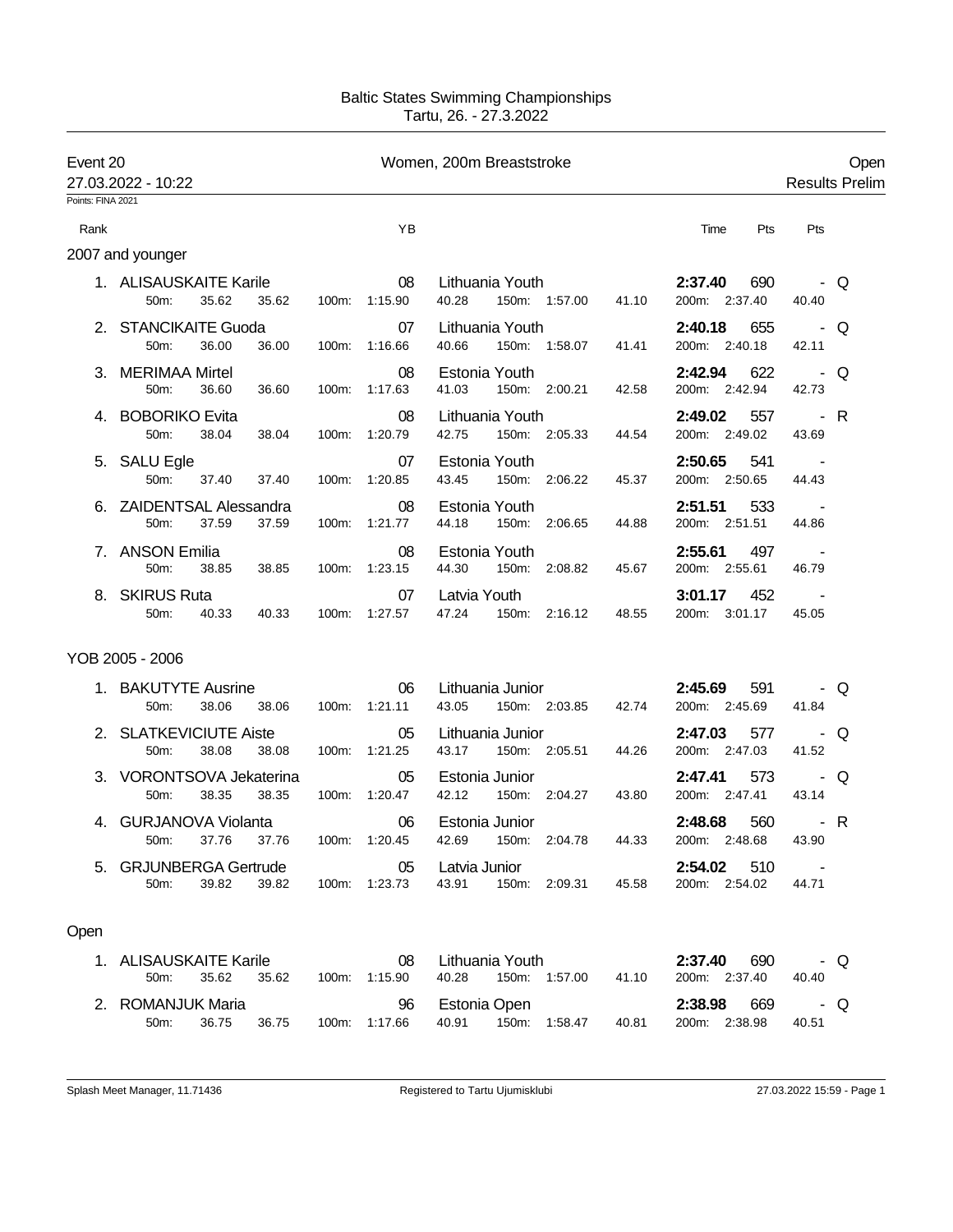Baltic States Swimming Championships
Tartu, 26. - 27.3.2022

**Event 20** — Women, 200m Breaststroke — Open

27.03.2022 - 10:22 — Results Prelim

Points: FINA 2021

### 2007 and younger

| Rank | Name | YB | Team | Time | Pts | Pts | |
|---|---|---|---|---|---|---|---|
| 1. | ALISAUSKAITE Karile | 08 | Lithuania Youth | 2:37.40 | 690 | - | Q |
| | 50m: 35.62 35.62 | 100m: 1:15.90 40.28 | 150m: 1:57.00 41.10 | 200m: 2:37.40 | | 40.40 | |
| 2. | STANCIKAITE Guoda | 07 | Lithuania Youth | 2:40.18 | 655 | - | Q |
| | 50m: 36.00 36.00 | 100m: 1:16.66 40.66 | 150m: 1:58.07 41.41 | 200m: 2:40.18 | | 42.11 | |
| 3. | MERIMAA Mirtel | 08 | Estonia Youth | 2:42.94 | 622 | - | Q |
| | 50m: 36.60 36.60 | 100m: 1:17.63 41.03 | 150m: 2:00.21 42.58 | 200m: 2:42.94 | | 42.73 | |
| 4. | BOBORIKO Evita | 08 | Lithuania Youth | 2:49.02 | 557 | - | R |
| | 50m: 38.04 38.04 | 100m: 1:20.79 42.75 | 150m: 2:05.33 44.54 | 200m: 2:49.02 | | 43.69 | |
| 5. | SALU Egle | 07 | Estonia Youth | 2:50.65 | 541 | - | |
| | 50m: 37.40 37.40 | 100m: 1:20.85 43.45 | 150m: 2:06.22 45.37 | 200m: 2:50.65 | | 44.43 | |
| 6. | ZAIDENTSAL Alessandra | 08 | Estonia Youth | 2:51.51 | 533 | - | |
| | 50m: 37.59 37.59 | 100m: 1:21.77 44.18 | 150m: 2:06.65 44.88 | 200m: 2:51.51 | | 44.86 | |
| 7. | ANSON Emilia | 08 | Estonia Youth | 2:55.61 | 497 | - | |
| | 50m: 38.85 38.85 | 100m: 1:23.15 44.30 | 150m: 2:08.82 45.67 | 200m: 2:55.61 | | 46.79 | |
| 8. | SKIRUS Ruta | 07 | Latvia Youth | 3:01.17 | 452 | - | |
| | 50m: 40.33 40.33 | 100m: 1:27.57 47.24 | 150m: 2:16.12 48.55 | 200m: 3:01.17 | | 45.05 | |

### YOB 2005 - 2006

| Rank | Name | YB | Team | Time | Pts | Pts | |
|---|---|---|---|---|---|---|---|
| 1. | BAKUTYTE Ausrine | 06 | Lithuania Junior | 2:45.69 | 591 | - | Q |
| | 50m: 38.06 38.06 | 100m: 1:21.11 43.05 | 150m: 2:03.85 42.74 | 200m: 2:45.69 | | 41.84 | |
| 2. | SLATKEVICIUTE Aiste | 05 | Lithuania Junior | 2:47.03 | 577 | - | Q |
| | 50m: 38.08 38.08 | 100m: 1:21.25 43.17 | 150m: 2:05.51 44.26 | 200m: 2:47.03 | | 41.52 | |
| 3. | VORONTSOVA Jekaterina | 05 | Estonia Junior | 2:47.41 | 573 | - | Q |
| | 50m: 38.35 38.35 | 100m: 1:20.47 42.12 | 150m: 2:04.27 43.80 | 200m: 2:47.41 | | 43.14 | |
| 4. | GURJANOVA Violanta | 06 | Estonia Junior | 2:48.68 | 560 | - | R |
| | 50m: 37.76 37.76 | 100m: 1:20.45 42.69 | 150m: 2:04.78 44.33 | 200m: 2:48.68 | | 43.90 | |
| 5. | GRJUNBERGA Gertrude | 05 | Latvia Junior | 2:54.02 | 510 | - | |
| | 50m: 39.82 39.82 | 100m: 1:23.73 43.91 | 150m: 2:09.31 45.58 | 200m: 2:54.02 | | 44.71 | |

### Open

| Rank | Name | YB | Team | Time | Pts | Pts | |
|---|---|---|---|---|---|---|---|
| 1. | ALISAUSKAITE Karile | 08 | Lithuania Youth | 2:37.40 | 690 | - | Q |
| | 50m: 35.62 35.62 | 100m: 1:15.90 40.28 | 150m: 1:57.00 41.10 | 200m: 2:37.40 | | 40.40 | |
| 2. | ROMANJUK Maria | 96 | Estonia Open | 2:38.98 | 669 | - | Q |
| | 50m: 36.75 36.75 | 100m: 1:17.66 40.91 | 150m: 1:58.47 40.81 | 200m: 2:38.98 | | 40.51 | |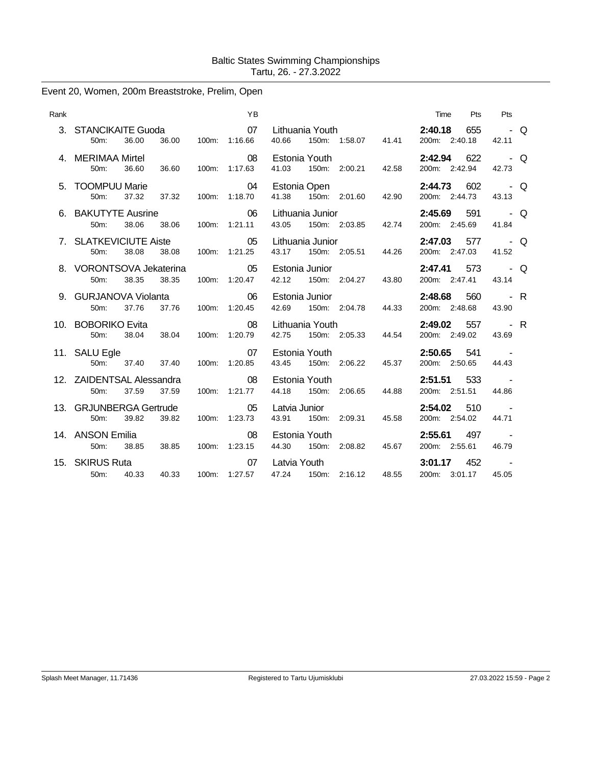Baltic States Swimming Championships
Tartu, 26. - 27.3.2022

## Event 20, Women, 200m Breaststroke, Prelim, Open

| Rank | | YB | | Time | Pts | Pts | |
|---|---|---|---|---|---|---|---|
| 3. | STANCIKAITE Guoda | 07 | Lithuania Youth | **2:40.18** | 655 | - | Q |
| | 50m: 36.00 36.00 100m: 1:16.66 40.66 150m: 1:58.07 41.41 200m: 2:40.18 42.11 | | | | | | |
| 4. | MERIMAA Mirtel | 08 | Estonia Youth | **2:42.94** | 622 | - | Q |
| | 50m: 36.60 36.60 100m: 1:17.63 41.03 150m: 2:00.21 42.58 200m: 2:42.94 42.73 | | | | | | |
| 5. | TOOMPUU Marie | 04 | Estonia Open | **2:44.73** | 602 | - | Q |
| | 50m: 37.32 37.32 100m: 1:18.70 41.38 150m: 2:01.60 42.90 200m: 2:44.73 43.13 | | | | | | |
| 6. | BAKUTYTE Ausrine | 06 | Lithuania Junior | **2:45.69** | 591 | - | Q |
| | 50m: 38.06 38.06 100m: 1:21.11 43.05 150m: 2:03.85 42.74 200m: 2:45.69 41.84 | | | | | | |
| 7. | SLATKEVICIUTE Aiste | 05 | Lithuania Junior | **2:47.03** | 577 | - | Q |
| | 50m: 38.08 38.08 100m: 1:21.25 43.17 150m: 2:05.51 44.26 200m: 2:47.03 41.52 | | | | | | |
| 8. | VORONTSOVA Jekaterina | 05 | Estonia Junior | **2:47.41** | 573 | - | Q |
| | 50m: 38.35 38.35 100m: 1:20.47 42.12 150m: 2:04.27 43.80 200m: 2:47.41 43.14 | | | | | | |
| 9. | GURJANOVA Violanta | 06 | Estonia Junior | **2:48.68** | 560 | - | R |
| | 50m: 37.76 37.76 100m: 1:20.45 42.69 150m: 2:04.78 44.33 200m: 2:48.68 43.90 | | | | | | |
| 10. | BOBORIKO Evita | 08 | Lithuania Youth | **2:49.02** | 557 | - | R |
| | 50m: 38.04 38.04 100m: 1:20.79 42.75 150m: 2:05.33 44.54 200m: 2:49.02 43.69 | | | | | | |
| 11. | SALU Egle | 07 | Estonia Youth | **2:50.65** | 541 | - | |
| | 50m: 37.40 37.40 100m: 1:20.85 43.45 150m: 2:06.22 45.37 200m: 2:50.65 44.43 | | | | | | |
| 12. | ZAIDENTSAL Alessandra | 08 | Estonia Youth | **2:51.51** | 533 | - | |
| | 50m: 37.59 37.59 100m: 1:21.77 44.18 150m: 2:06.65 44.88 200m: 2:51.51 44.86 | | | | | | |
| 13. | GRJUNBERGA Gertrude | 05 | Latvia Junior | **2:54.02** | 510 | - | |
| | 50m: 39.82 39.82 100m: 1:23.73 43.91 150m: 2:09.31 45.58 200m: 2:54.02 44.71 | | | | | | |
| 14. | ANSON Emilia | 08 | Estonia Youth | **2:55.61** | 497 | - | |
| | 50m: 38.85 38.85 100m: 1:23.15 44.30 150m: 2:08.82 45.67 200m: 2:55.61 46.79 | | | | | | |
| 15. | SKIRUS Ruta | 07 | Latvia Youth | **3:01.17** | 452 | - | |
| | 50m: 40.33 40.33 100m: 1:27.57 47.24 150m: 2:16.12 48.55 200m: 3:01.17 45.05 | | | | | | |